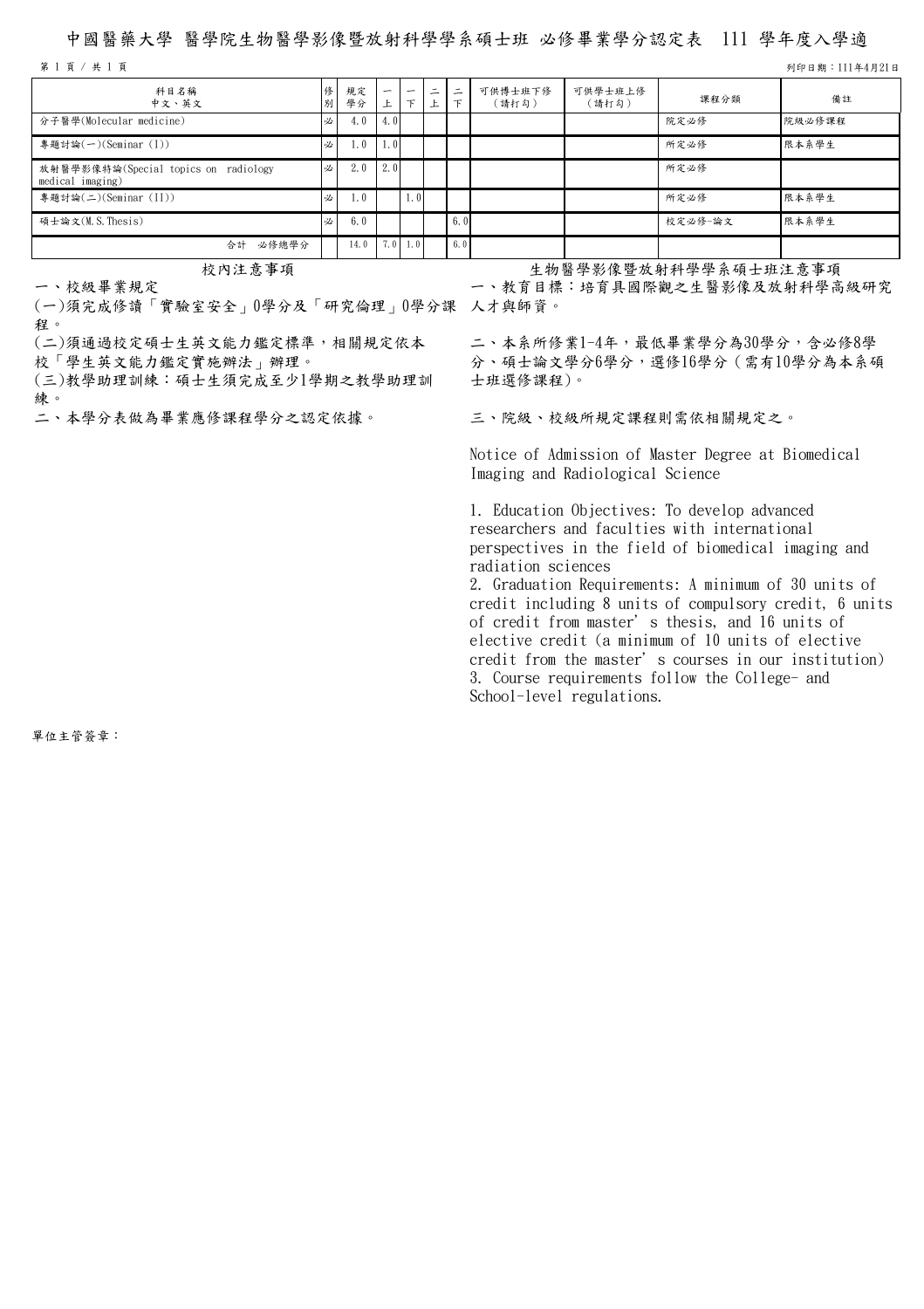# 中國醫藥大學 醫學院生物醫學影像暨放射科學學系碩士班 必修畢業學分認定表 111 學年度入學適

列印日期：111年4月21日

| 科目名稱<br>中文、英文 | 修別 | 規定學分 | 一上 | 一下 | 二上 | 二下 | 可供博士班下修（請打勾） | 可供學士班上修（請打勾） | 課程分類 | 備註 |
|---|---|---|---|---|---|---|---|---|---|---|
| 分子醫學(Molecular medicine) | 必 | 4.0 | 4.0 | | | | | | 院定必修 | 院級必修課程 |
| 專題討論(一)(Seminar (I)) | 必 | 1.0 | 1.0 | | | | | | 所定必修 | 限本系學生 |
| 放射醫學影像特論(Special topics on radiology medical imaging) | 必 | 2.0 | 2.0 | | | | | | 所定必修 | |
| 專題討論(二)(Seminar (II)) | 必 | 1.0 | | 1.0 | | | | | 所定必修 | 限本系學生 |
| 碩士論文(M.S.Thesis) | 必 | 6.0 | | | | 6.0 | | | 校定必修-論文 | 限本系學生 |
| 合計 必修總學分 | | 14.0 | 7.0 | 1.0 | | 6.0 | | | | |

## 校內注意事項

一、校級畢業規定

(一)須完成修讀「實驗室安全」0學分及「研究倫理」0學分課程。

(二)須通過校定碩士生英文能力鑑定標準，相關規定依本校「學生英文能力鑑定實施辦法」辦理。

(三)教學助理訓練：碩士生須完成至少1學期之教學助理訓練。

二、本學分表做為畢業應修課程學分之認定依據。

## 生物醫學影像暨放射科學學系碩士班注意事項

一、教育目標：培育具國際觀之生醫影像及放射科學高級研究人才與師資。

二、本系所修業1-4年，最低畢業學分為30學分，含必修8學分、碩士論文學分6學分，選修16學分（需有10學分為本系碩士班選修課程)。

三、院級、校級所規定課程則需依相關規定之。

Notice of Admission of Master Degree at Biomedical Imaging and Radiological Science

1. Education Objectives: To develop advanced researchers and faculties with international perspectives in the field of biomedical imaging and radiation sciences
2. Graduation Requirements: A minimum of 30 units of credit including 8 units of compulsory credit, 6 units of credit from master's thesis, and 16 units of elective credit (a minimum of 10 units of elective credit from the master's courses in our institution)
3. Course requirements follow the College- and School-level regulations.

單位主管簽章：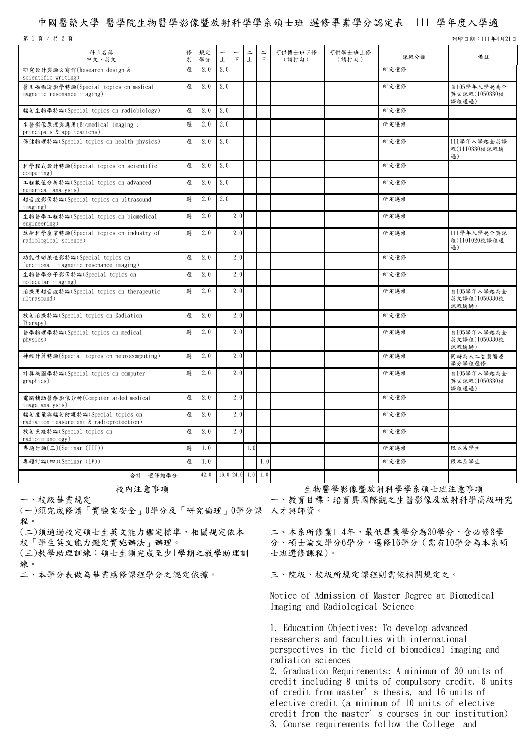# 中國醫藥大學 醫學院生物醫學影像暨放射科學學系碩士班 選修畢業學分認定表 111 學年度入學適

| 科目名稱<br>中文、英文 | 修別 | 規定學分 | 一上 | 一下 | 二上 | 二下 | 可供博士班下修(請打勾) | 可供學士班上修(請打勾) | 課程分類 | 備註 |
|---|---|---|---|---|---|---|---|---|---|---|
| 研究設計與論文寫作(Research design & scientific writing) | 選 | 2.0 | 2.0 | | | | | | 所定選修 | |
| 醫用磁振造影學特論(Special topics on medical magnetic resonance imaging) | 選 | 2.0 | 2.0 | | | | | | 所定選修 | 自105學年入學起為全英文課程(1050330校課程通過) |
| 輻射生物學特論(Special topics on radiobiology) | 選 | 2.0 | 2.0 | | | | | | 所定選修 | |
| 生醫影像原理與應用(Biomedical imaging : principals & applications) | 選 | 2.0 | 2.0 | | | | | | 所定選修 | |
| 保健物理特論(Special topics on health physics) | 選 | 2.0 | 2.0 | | | | | | 所定選修 | 111學年入學起全英課程(1110330校課程通過) |
| 科學程式設計特論(Special topics on scientific computing) | 選 | 2.0 | 2.0 | | | | | | 所定選修 | |
| 工程數值分析特論(Special topics on advanced numerical analysis) | 選 | 2.0 | 2.0 | | | | | | 所定選修 | |
| 超音波影像特論(Special topics on ultrasound imaging) | 選 | 2.0 | 2.0 | | | | | | 所定選修 | |
| 生物醫學工程特論(Special topics on biomedical engineering) | 選 | 2.0 | | 2.0 | | | | | 所定選修 | |
| 放射科學產業特論(Special topics on industry of radiological science) | 選 | 2.0 | | 2.0 | | | | | 所定選修 | 111學年入學起全英課程(1101020校課程通過) |
| 功能性磁振造影特論(Special topics on functional magnetic resonance imaging) | 選 | 2.0 | | 2.0 | | | | | 所定選修 | |
| 生物醫學分子影像特論(Special topics on molecular imaging) | 選 | 2.0 | | 2.0 | | | | | 所定選修 | |
| 治療用超音波特論(Special topics on therapeutic ultrasound) | 選 | 2.0 | | 2.0 | | | | | 所定選修 | 自105學年入學起為全英文課程(1050330校課程通過) |
| 放射治療特論(Special topics on Radiation Therapy) | 選 | 2.0 | | 2.0 | | | | | 所定選修 | |
| 醫學物理學特論(Special topics on medical physics) | 選 | 2.0 | | 2.0 | | | | | 所定選修 | 自105學年入學起為全英文課程(1050330校課程通過) |
| 神經計算特論(Special topics on neurocomputing) | 選 | 2.0 | | 2.0 | | | | | 所定選修 | 同時為人工智慧醫療學分學程選修 |
| 計算機圖學特論(Special topics on computer graphics) | 選 | 2.0 | | 2.0 | | | | | 所定選修 | 自105學年入學起為全英文課程(1050330校課程通過) |
| 電腦輔助醫療影像分析(Computer-aided medical image analysis) | 選 | 2.0 | | 2.0 | | | | | 所定選修 | |
| 輻射度量與輻射防護特論(Special topics on radiation measurement & radioprotection) | 選 | 2.0 | | 2.0 | | | | | 所定選修 | |
| 放射免疫特論(Special topics on radioimmunology) | 選 | 2.0 | | 2.0 | | | | | 所定選修 | |
| 專題討論(三)(Seminar (III)) | 選 | 1.0 | | | 1.0 | | | | 所定選修 | 限本系學生 |
| 專題討論(四)(Seminar (IV)) | 選 | 1.0 | | | | 1.0 | | | 所定選修 | 限本系學生 |
| 合計 選修總學分 | | 42.0 | 16.0 | 24.0 | 1.0 | 1.0 | | | | |

## 校內注意事項

一、校級畢業規定

(一)須完成修讀「實驗室安全」0學分及「研究倫理」0學分課程。

(二)須通過校定碩士生英文能力鑑定標準，相關規定依本校「學生英文能力鑑定實施辦法」辦理。

(三)教學助理訓練：碩士生須完成至少1學期之教學助理訓練。

二、本學分表做為畢業應修課程學分之認定依據。

## 生物醫學影像暨放射科學學系碩士班注意事項

一、教育目標：培育具國際觀之生醫影像及放射科學高級研究人才與師資。

二、本系所修業1-4年，最低畢業學分為30學分，含必修8學分、碩士論文學分6學分，選修16學分（需有10學分為本系碩士班選修課程)。

三、院級、校級所規定課程則需依相關規定之。

Notice of Admission of Master Degree at Biomedical Imaging and Radiological Science

1. Education Objectives: To develop advanced researchers and faculties with international perspectives in the field of biomedical imaging and radiation sciences
2. Graduation Requirements: A minimum of 30 units of credit including 8 units of compulsory credit, 6 units of credit from master's thesis, and 16 units of elective credit (a minimum of 10 units of elective credit from the master's courses in our institution)
3. Course requirements follow the College- and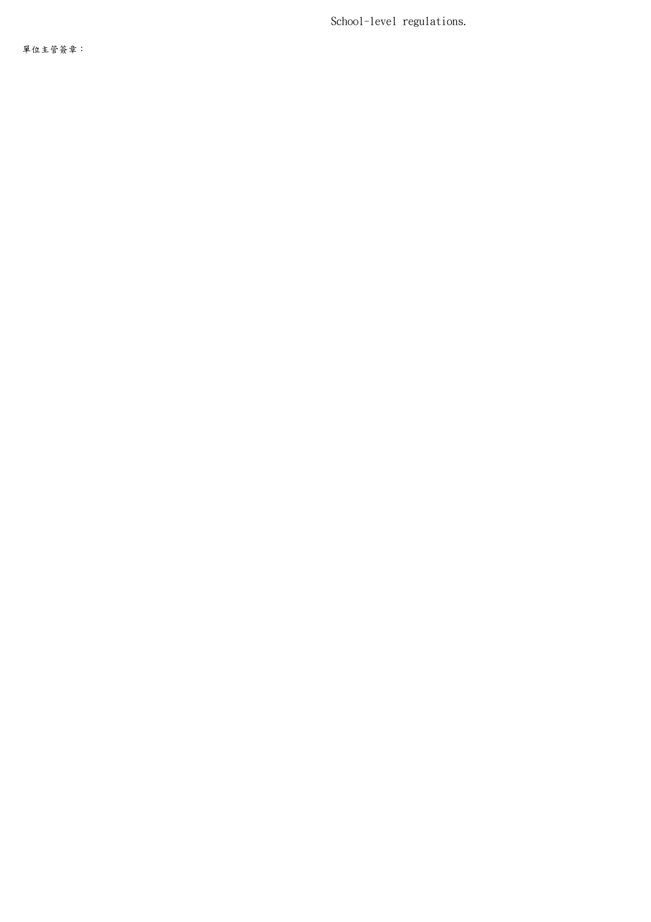School-level regulations.

單位主管簽章：